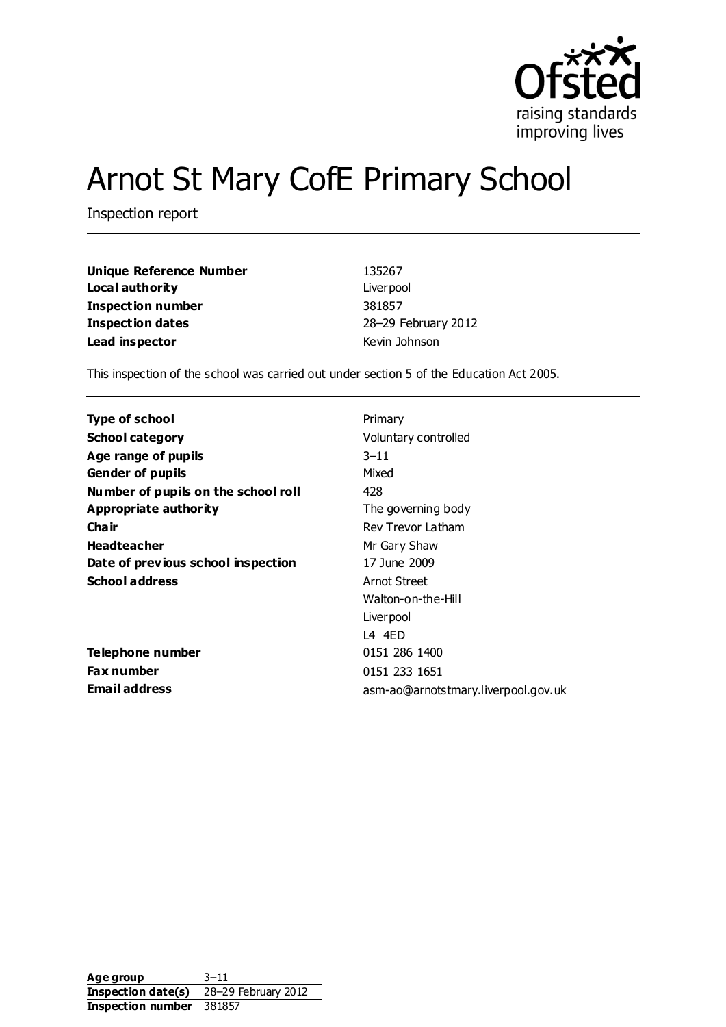# Arnot St Mary CofE Primary School

Inspection report

| | |
|---|---|
| **Unique Reference Number** | 135267 |
| **Local authority** | Liverpool |
| **Inspection number** | 381857 |
| **Inspection dates** | 28–29 February 2012 |
| **Lead inspector** | Kevin Johnson |

This inspection of the school was carried out under section 5 of the Education Act 2005.

| | |
|---|---|
| **Type of school** | Primary |
| **School category** | Voluntary controlled |
| **Age range of pupils** | 3–11 |
| **Gender of pupils** | Mixed |
| **Number of pupils on the school roll** | 428 |
| **Appropriate authority** | The governing body |
| **Chair** | Rev Trevor Latham |
| **Headteacher** | Mr Gary Shaw |
| **Date of previous school inspection** | 17 June 2009 |
| **School address** | Arnot Street<br>Walton-on-the-Hill<br>Liverpool<br>L4 4ED |
| **Telephone number** | 0151 286 1400 |
| **Fax number** | 0151 233 1651 |
| **Email address** | asm-ao@arnotstmary.liverpool.gov.uk |

| | |
|---|---|
| **Age group** | 3–11 |
| **Inspection date(s)** | 28–29 February 2012 |
| **Inspection number** | 381857 |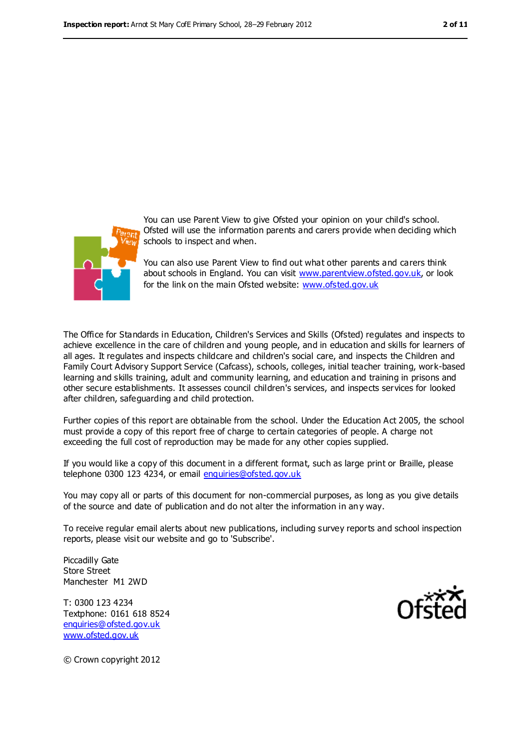You can use Parent View to give Ofsted your opinion on your child's school. Ofsted will use the information parents and carers provide when deciding which schools to inspect and when.

You can also use Parent View to find out what other parents and carers think about schools in England. You can visit www.parentview.ofsted.gov.uk, or look for the link on the main Ofsted website: www.ofsted.gov.uk

The Office for Standards in Education, Children's Services and Skills (Ofsted) regulates and inspects to achieve excellence in the care of children and young people, and in education and skills for learners of all ages. It regulates and inspects childcare and children's social care, and inspects the Children and Family Court Advisory Support Service (Cafcass), schools, colleges, initial teacher training, work-based learning and skills training, adult and community learning, and education and training in prisons and other secure establishments. It assesses council children's services, and inspects services for looked after children, safeguarding and child protection.

Further copies of this report are obtainable from the school. Under the Education Act 2005, the school must provide a copy of this report free of charge to certain categories of people. A charge not exceeding the full cost of reproduction may be made for any other copies supplied.

If you would like a copy of this document in a different format, such as large print or Braille, please telephone 0300 123 4234, or email enquiries@ofsted.gov.uk

You may copy all or parts of this document for non-commercial purposes, as long as you give details of the source and date of publication and do not alter the information in any way.

To receive regular email alerts about new publications, including survey reports and school inspection reports, please visit our website and go to 'Subscribe'.

Piccadilly Gate
Store Street
Manchester M1 2WD

T: 0300 123 4234
Textphone: 0161 618 8524
enquiries@ofsted.gov.uk
www.ofsted.gov.uk

© Crown copyright 2012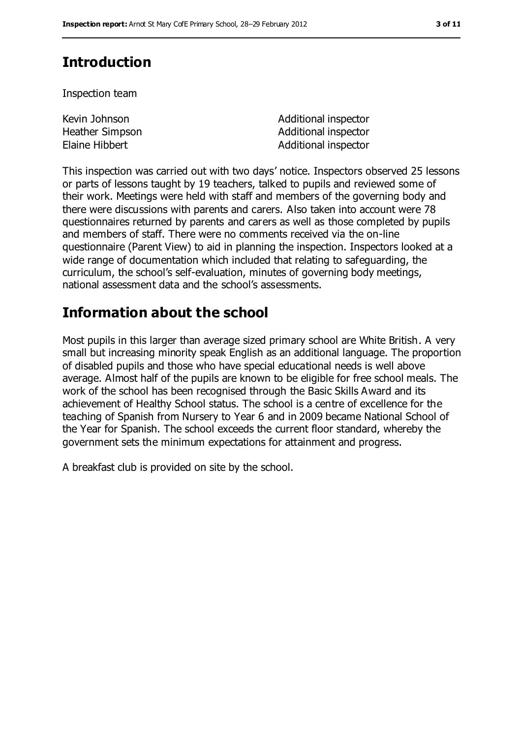## Introduction

Inspection team

| | |
|---|---|
| Kevin Johnson | Additional inspector |
| Heather Simpson | Additional inspector |
| Elaine Hibbert | Additional inspector |

This inspection was carried out with two days' notice. Inspectors observed 25 lessons or parts of lessons taught by 19 teachers, talked to pupils and reviewed some of their work. Meetings were held with staff and members of the governing body and there were discussions with parents and carers. Also taken into account were 78 questionnaires returned by parents and carers as well as those completed by pupils and members of staff. There were no comments received via the on-line questionnaire (Parent View) to aid in planning the inspection. Inspectors looked at a wide range of documentation which included that relating to safeguarding, the curriculum, the school's self-evaluation, minutes of governing body meetings, national assessment data and the school's assessments.

## Information about the school

Most pupils in this larger than average sized primary school are White British. A very small but increasing minority speak English as an additional language. The proportion of disabled pupils and those who have special educational needs is well above average. Almost half of the pupils are known to be eligible for free school meals. The work of the school has been recognised through the Basic Skills Award and its achievement of Healthy School status. The school is a centre of excellence for the teaching of Spanish from Nursery to Year 6 and in 2009 became National School of the Year for Spanish. The school exceeds the current floor standard, whereby the government sets the minimum expectations for attainment and progress.

A breakfast club is provided on site by the school.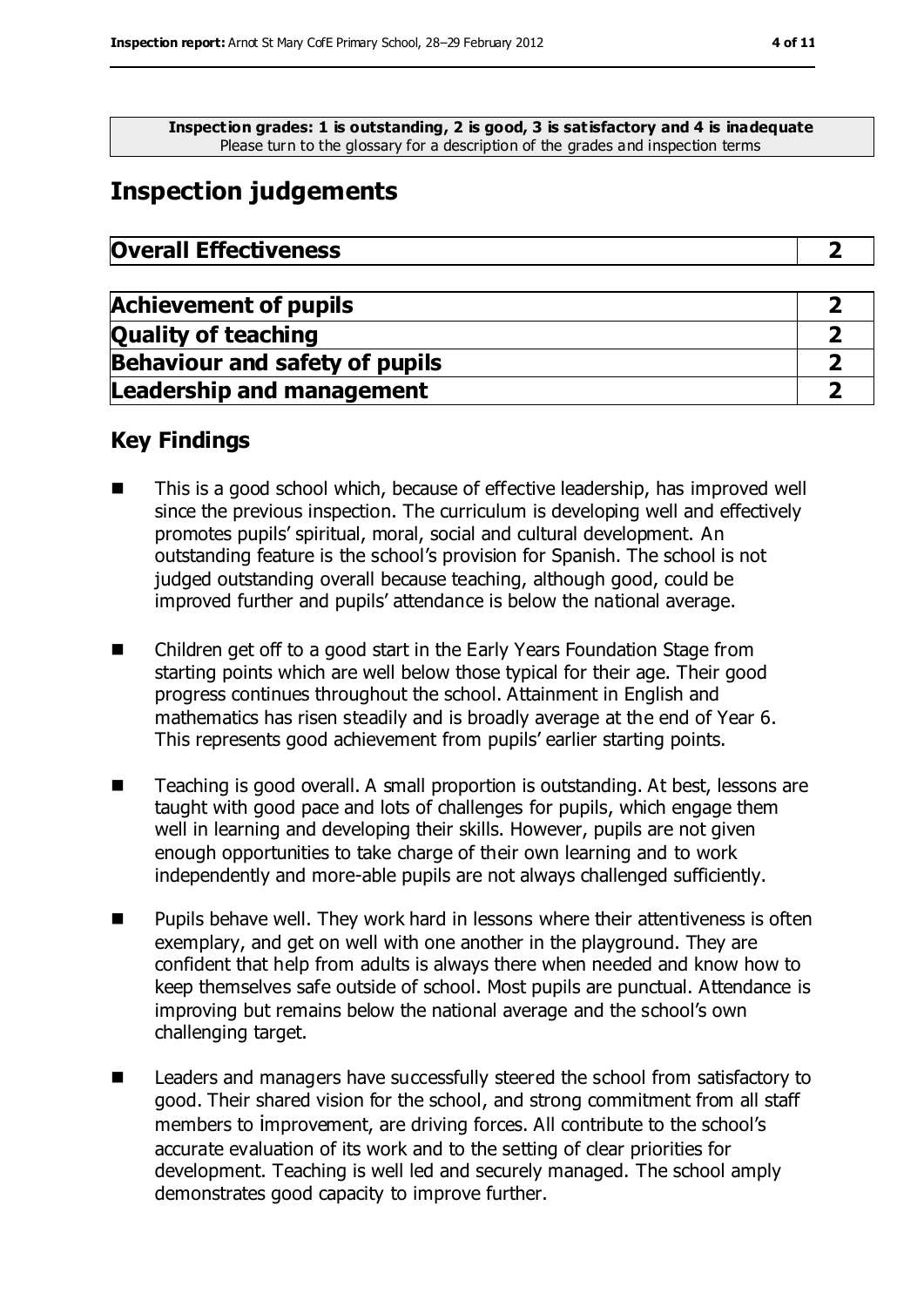**Inspection grades: 1 is outstanding, 2 is good, 3 is satisfactory and 4 is inadequate**
Please turn to the glossary for a description of the grades and inspection terms

# Inspection judgements

| **Overall Effectiveness** | **2** |
|---|---|

| **Achievement of pupils** | **2** |
|---|---|
| **Quality of teaching** | **2** |
| **Behaviour and safety of pupils** | **2** |
| **Leadership and management** | **2** |

## Key Findings

- This is a good school which, because of effective leadership, has improved well since the previous inspection. The curriculum is developing well and effectively promotes pupils' spiritual, moral, social and cultural development. An outstanding feature is the school's provision for Spanish. The school is not judged outstanding overall because teaching, although good, could be improved further and pupils' attendance is below the national average.

- Children get off to a good start in the Early Years Foundation Stage from starting points which are well below those typical for their age. Their good progress continues throughout the school. Attainment in English and mathematics has risen steadily and is broadly average at the end of Year 6. This represents good achievement from pupils' earlier starting points.

- Teaching is good overall. A small proportion is outstanding. At best, lessons are taught with good pace and lots of challenges for pupils, which engage them well in learning and developing their skills. However, pupils are not given enough opportunities to take charge of their own learning and to work independently and more-able pupils are not always challenged sufficiently.

- Pupils behave well. They work hard in lessons where their attentiveness is often exemplary, and get on well with one another in the playground. They are confident that help from adults is always there when needed and know how to keep themselves safe outside of school. Most pupils are punctual. Attendance is improving but remains below the national average and the school's own challenging target.

- Leaders and managers have successfully steered the school from satisfactory to good. Their shared vision for the school, and strong commitment from all staff members to improvement, are driving forces. All contribute to the school's accurate evaluation of its work and to the setting of clear priorities for development. Teaching is well led and securely managed. The school amply demonstrates good capacity to improve further.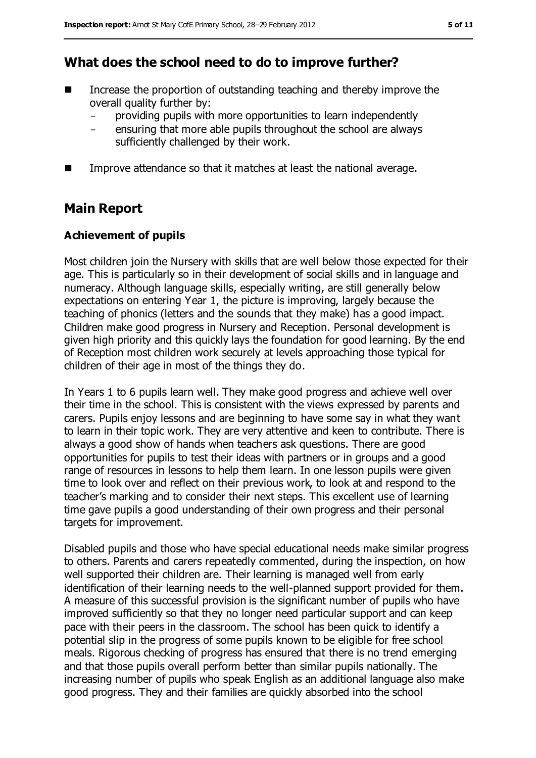## What does the school need to do to improve further?

- Increase the proportion of outstanding teaching and thereby improve the overall quality further by:
  - providing pupils with more opportunities to learn independently
  - ensuring that more able pupils throughout the school are always sufficiently challenged by their work.
- Improve attendance so that it matches at least the national average.

## Main Report

### Achievement of pupils

Most children join the Nursery with skills that are well below those expected for their age. This is particularly so in their development of social skills and in language and numeracy. Although language skills, especially writing, are still generally below expectations on entering Year 1, the picture is improving, largely because the teaching of phonics (letters and the sounds that they make) has a good impact. Children make good progress in Nursery and Reception. Personal development is given high priority and this quickly lays the foundation for good learning. By the end of Reception most children work securely at levels approaching those typical for children of their age in most of the things they do.

In Years 1 to 6 pupils learn well. They make good progress and achieve well over their time in the school. This is consistent with the views expressed by parents and carers. Pupils enjoy lessons and are beginning to have some say in what they want to learn in their topic work. They are very attentive and keen to contribute. There is always a good show of hands when teachers ask questions. There are good opportunities for pupils to test their ideas with partners or in groups and a good range of resources in lessons to help them learn. In one lesson pupils were given time to look over and reflect on their previous work, to look at and respond to the teacher's marking and to consider their next steps. This excellent use of learning time gave pupils a good understanding of their own progress and their personal targets for improvement.

Disabled pupils and those who have special educational needs make similar progress to others. Parents and carers repeatedly commented, during the inspection, on how well supported their children are. Their learning is managed well from early identification of their learning needs to the well-planned support provided for them. A measure of this successful provision is the significant number of pupils who have improved sufficiently so that they no longer need particular support and can keep pace with their peers in the classroom. The school has been quick to identify a potential slip in the progress of some pupils known to be eligible for free school meals. Rigorous checking of progress has ensured that there is no trend emerging and that those pupils overall perform better than similar pupils nationally. The increasing number of pupils who speak English as an additional language also make good progress. They and their families are quickly absorbed into the school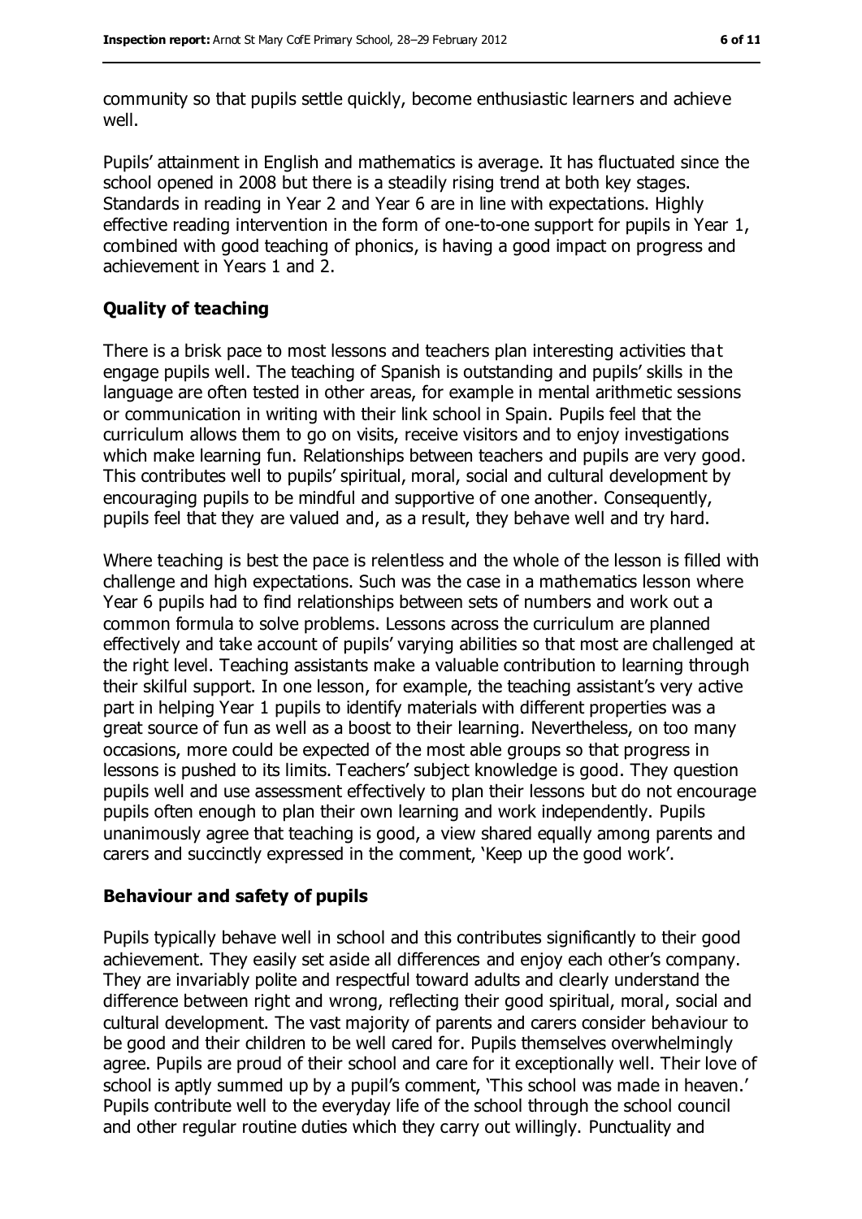community so that pupils settle quickly, become enthusiastic learners and achieve well.

Pupils' attainment in English and mathematics is average. It has fluctuated since the school opened in 2008 but there is a steadily rising trend at both key stages. Standards in reading in Year 2 and Year 6 are in line with expectations. Highly effective reading intervention in the form of one-to-one support for pupils in Year 1, combined with good teaching of phonics, is having a good impact on progress and achievement in Years 1 and 2.

### Quality of teaching

There is a brisk pace to most lessons and teachers plan interesting activities that engage pupils well. The teaching of Spanish is outstanding and pupils' skills in the language are often tested in other areas, for example in mental arithmetic sessions or communication in writing with their link school in Spain. Pupils feel that the curriculum allows them to go on visits, receive visitors and to enjoy investigations which make learning fun. Relationships between teachers and pupils are very good. This contributes well to pupils' spiritual, moral, social and cultural development by encouraging pupils to be mindful and supportive of one another. Consequently, pupils feel that they are valued and, as a result, they behave well and try hard.

Where teaching is best the pace is relentless and the whole of the lesson is filled with challenge and high expectations. Such was the case in a mathematics lesson where Year 6 pupils had to find relationships between sets of numbers and work out a common formula to solve problems. Lessons across the curriculum are planned effectively and take account of pupils' varying abilities so that most are challenged at the right level. Teaching assistants make a valuable contribution to learning through their skilful support. In one lesson, for example, the teaching assistant's very active part in helping Year 1 pupils to identify materials with different properties was a great source of fun as well as a boost to their learning. Nevertheless, on too many occasions, more could be expected of the most able groups so that progress in lessons is pushed to its limits. Teachers' subject knowledge is good. They question pupils well and use assessment effectively to plan their lessons but do not encourage pupils often enough to plan their own learning and work independently. Pupils unanimously agree that teaching is good, a view shared equally among parents and carers and succinctly expressed in the comment, 'Keep up the good work'.

### Behaviour and safety of pupils

Pupils typically behave well in school and this contributes significantly to their good achievement. They easily set aside all differences and enjoy each other's company. They are invariably polite and respectful toward adults and clearly understand the difference between right and wrong, reflecting their good spiritual, moral, social and cultural development. The vast majority of parents and carers consider behaviour to be good and their children to be well cared for. Pupils themselves overwhelmingly agree. Pupils are proud of their school and care for it exceptionally well. Their love of school is aptly summed up by a pupil's comment, 'This school was made in heaven.' Pupils contribute well to the everyday life of the school through the school council and other regular routine duties which they carry out willingly. Punctuality and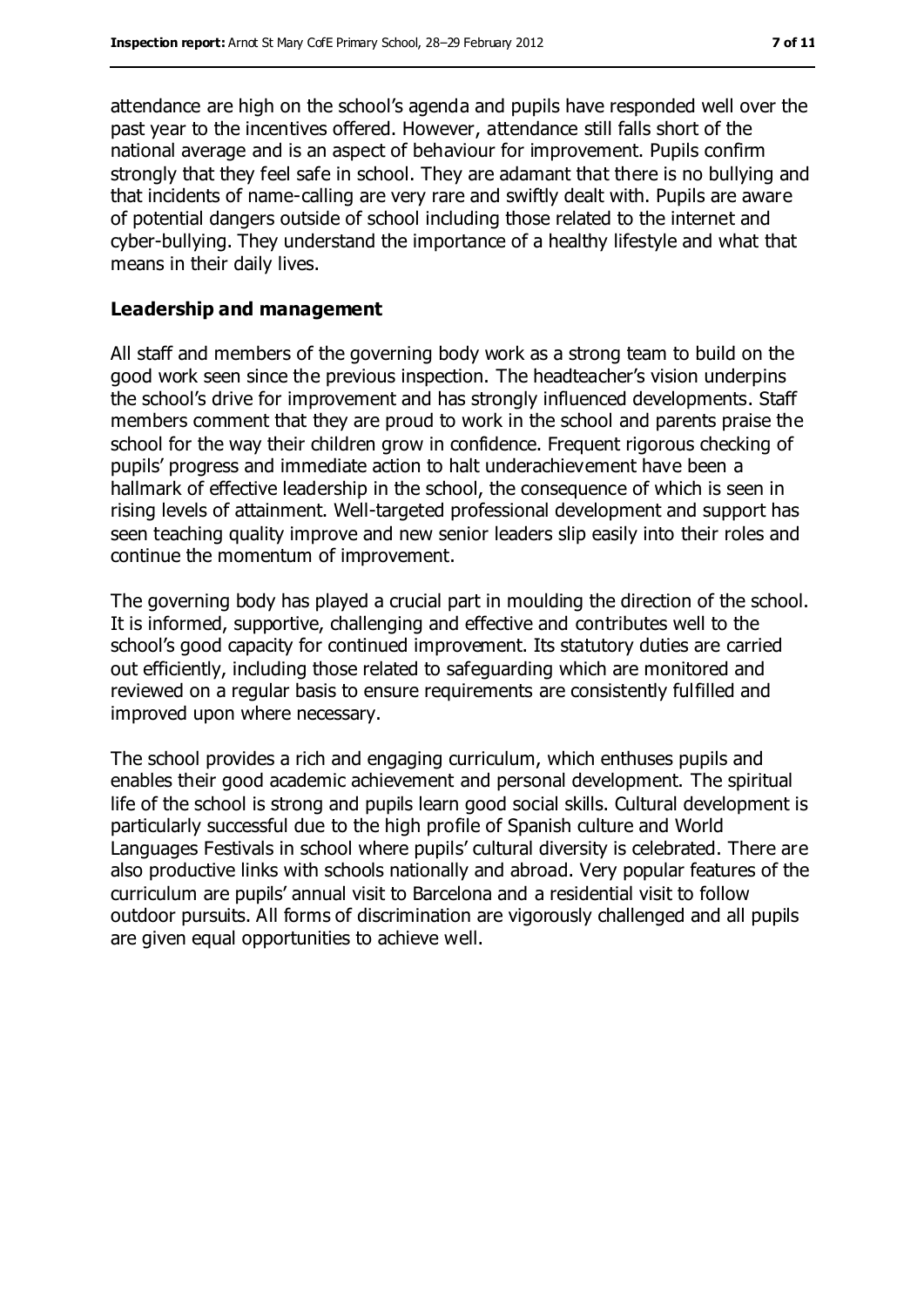attendance are high on the school's agenda and pupils have responded well over the past year to the incentives offered. However, attendance still falls short of the national average and is an aspect of behaviour for improvement. Pupils confirm strongly that they feel safe in school. They are adamant that there is no bullying and that incidents of name-calling are very rare and swiftly dealt with. Pupils are aware of potential dangers outside of school including those related to the internet and cyber-bullying. They understand the importance of a healthy lifestyle and what that means in their daily lives.

### Leadership and management

All staff and members of the governing body work as a strong team to build on the good work seen since the previous inspection. The headteacher's vision underpins the school's drive for improvement and has strongly influenced developments. Staff members comment that they are proud to work in the school and parents praise the school for the way their children grow in confidence. Frequent rigorous checking of pupils' progress and immediate action to halt underachievement have been a hallmark of effective leadership in the school, the consequence of which is seen in rising levels of attainment. Well-targeted professional development and support has seen teaching quality improve and new senior leaders slip easily into their roles and continue the momentum of improvement.

The governing body has played a crucial part in moulding the direction of the school. It is informed, supportive, challenging and effective and contributes well to the school's good capacity for continued improvement. Its statutory duties are carried out efficiently, including those related to safeguarding which are monitored and reviewed on a regular basis to ensure requirements are consistently fulfilled and improved upon where necessary.

The school provides a rich and engaging curriculum, which enthuses pupils and enables their good academic achievement and personal development. The spiritual life of the school is strong and pupils learn good social skills. Cultural development is particularly successful due to the high profile of Spanish culture and World Languages Festivals in school where pupils' cultural diversity is celebrated. There are also productive links with schools nationally and abroad. Very popular features of the curriculum are pupils' annual visit to Barcelona and a residential visit to follow outdoor pursuits. All forms of discrimination are vigorously challenged and all pupils are given equal opportunities to achieve well.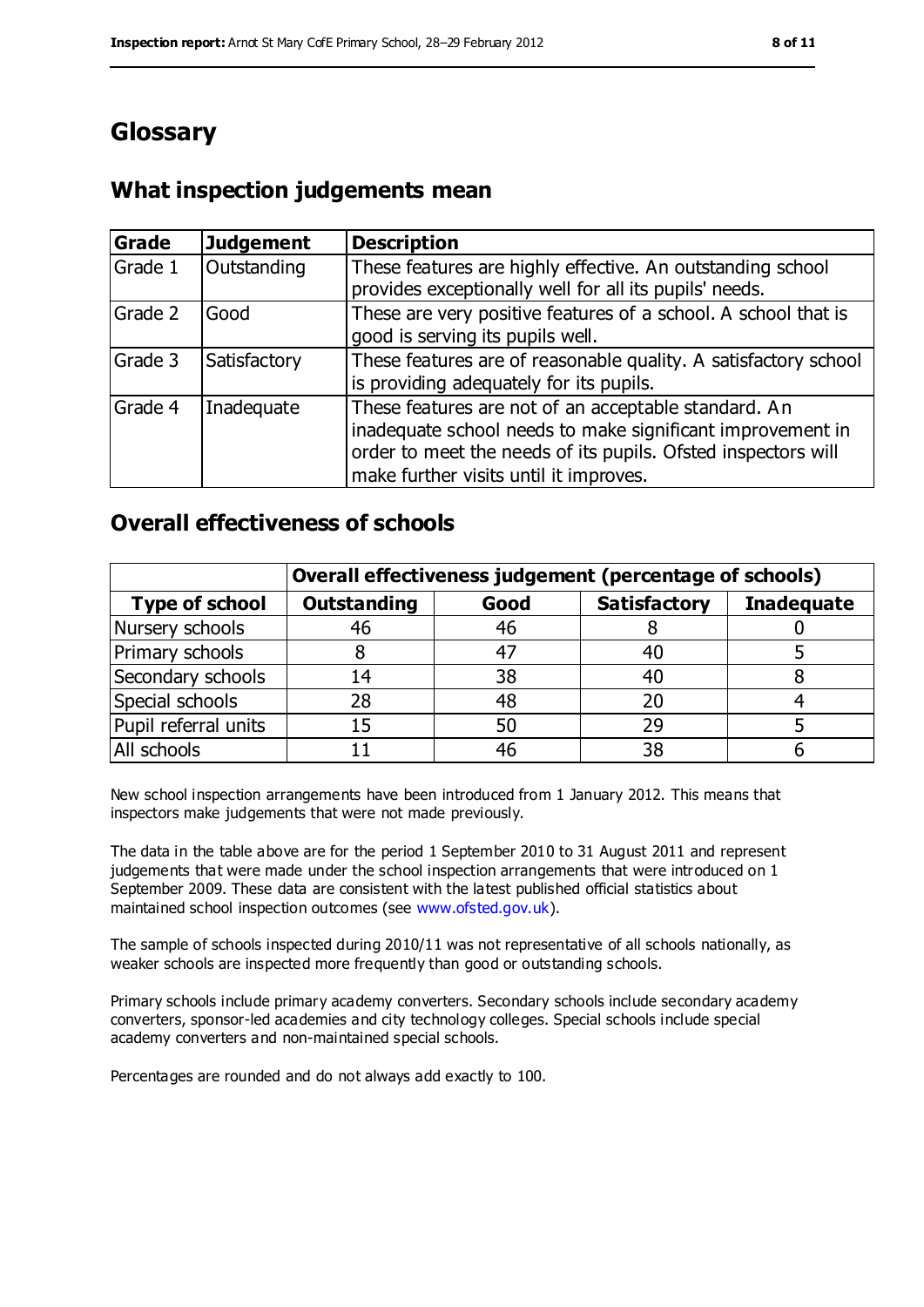# Glossary

## What inspection judgements mean

| Grade | Judgement | Description |
|---|---|---|
| Grade 1 | Outstanding | These features are highly effective. An outstanding school provides exceptionally well for all its pupils' needs. |
| Grade 2 | Good | These are very positive features of a school. A school that is good is serving its pupils well. |
| Grade 3 | Satisfactory | These features are of reasonable quality. A satisfactory school is providing adequately for its pupils. |
| Grade 4 | Inadequate | These features are not of an acceptable standard. An inadequate school needs to make significant improvement in order to meet the needs of its pupils. Ofsted inspectors will make further visits until it improves. |

## Overall effectiveness of schools

| | Overall effectiveness judgement (percentage of schools) | | | |
|---|---|---|---|---|
| **Type of school** | **Outstanding** | **Good** | **Satisfactory** | **Inadequate** |
| Nursery schools | 46 | 46 | 8 | 0 |
| Primary schools | 8 | 47 | 40 | 5 |
| Secondary schools | 14 | 38 | 40 | 8 |
| Special schools | 28 | 48 | 20 | 4 |
| Pupil referral units | 15 | 50 | 29 | 5 |
| All schools | 11 | 46 | 38 | 6 |

New school inspection arrangements have been introduced from 1 January 2012. This means that inspectors make judgements that were not made previously.

The data in the table above are for the period 1 September 2010 to 31 August 2011 and represent judgements that were made under the school inspection arrangements that were introduced on 1 September 2009. These data are consistent with the latest published official statistics about maintained school inspection outcomes (see www.ofsted.gov.uk).

The sample of schools inspected during 2010/11 was not representative of all schools nationally, as weaker schools are inspected more frequently than good or outstanding schools.

Primary schools include primary academy converters. Secondary schools include secondary academy converters, sponsor-led academies and city technology colleges. Special schools include special academy converters and non-maintained special schools.

Percentages are rounded and do not always add exactly to 100.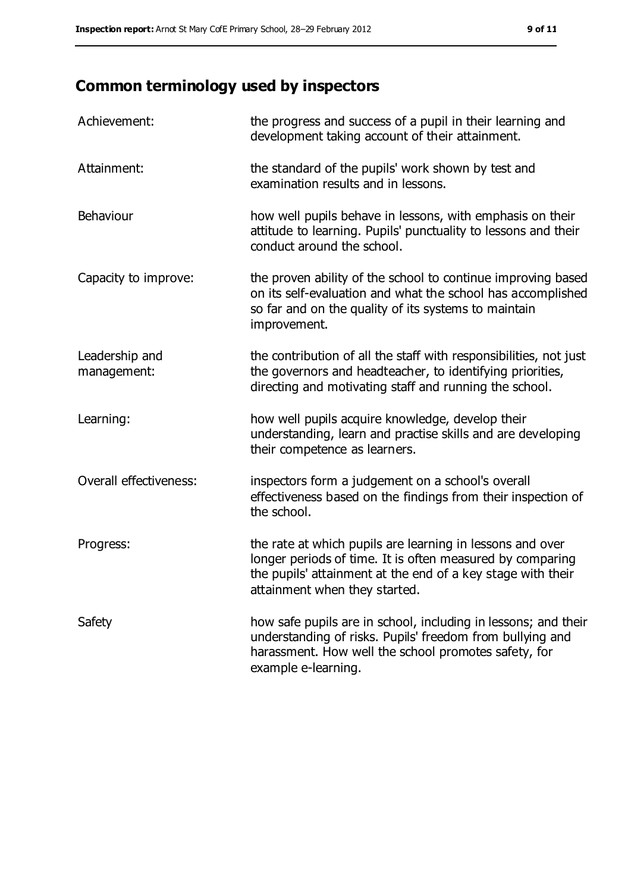## Common terminology used by inspectors

| | |
|---|---|
| Achievement: | the progress and success of a pupil in their learning and development taking account of their attainment. |
| Attainment: | the standard of the pupils' work shown by test and examination results and in lessons. |
| Behaviour | how well pupils behave in lessons, with emphasis on their attitude to learning. Pupils' punctuality to lessons and their conduct around the school. |
| Capacity to improve: | the proven ability of the school to continue improving based on its self-evaluation and what the school has accomplished so far and on the quality of its systems to maintain improvement. |
| Leadership and management: | the contribution of all the staff with responsibilities, not just the governors and headteacher, to identifying priorities, directing and motivating staff and running the school. |
| Learning: | how well pupils acquire knowledge, develop their understanding, learn and practise skills and are developing their competence as learners. |
| Overall effectiveness: | inspectors form a judgement on a school's overall effectiveness based on the findings from their inspection of the school. |
| Progress: | the rate at which pupils are learning in lessons and over longer periods of time. It is often measured by comparing the pupils' attainment at the end of a key stage with their attainment when they started. |
| Safety | how safe pupils are in school, including in lessons; and their understanding of risks. Pupils' freedom from bullying and harassment. How well the school promotes safety, for example e-learning. |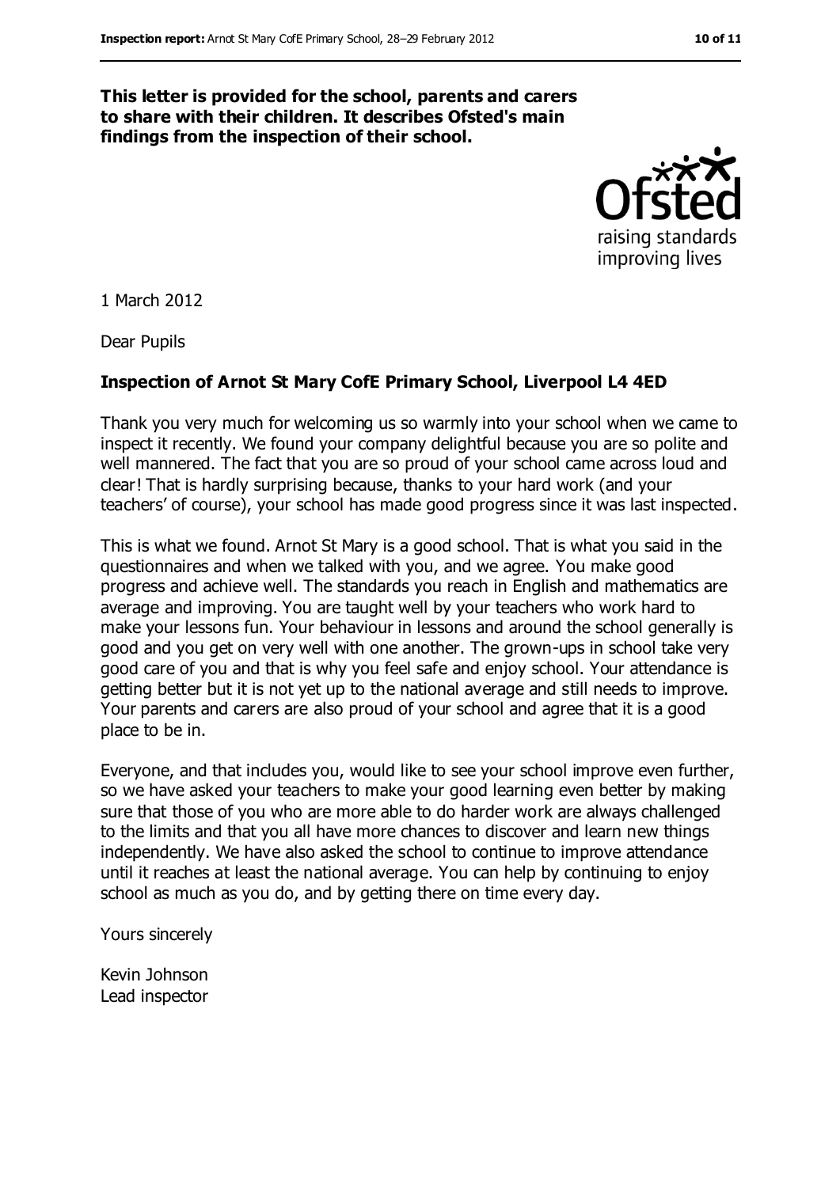**This letter is provided for the school, parents and carers to share with their children. It describes Ofsted's main findings from the inspection of their school.**

1 March 2012

Dear Pupils

**Inspection of Arnot St Mary CofE Primary School, Liverpool L4 4ED**

Thank you very much for welcoming us so warmly into your school when we came to inspect it recently. We found your company delightful because you are so polite and well mannered. The fact that you are so proud of your school came across loud and clear! That is hardly surprising because, thanks to your hard work (and your teachers' of course), your school has made good progress since it was last inspected.

This is what we found. Arnot St Mary is a good school. That is what you said in the questionnaires and when we talked with you, and we agree. You make good progress and achieve well. The standards you reach in English and mathematics are average and improving. You are taught well by your teachers who work hard to make your lessons fun. Your behaviour in lessons and around the school generally is good and you get on very well with one another. The grown-ups in school take very good care of you and that is why you feel safe and enjoy school. Your attendance is getting better but it is not yet up to the national average and still needs to improve. Your parents and carers are also proud of your school and agree that it is a good place to be in.

Everyone, and that includes you, would like to see your school improve even further, so we have asked your teachers to make your good learning even better by making sure that those of you who are more able to do harder work are always challenged to the limits and that you all have more chances to discover and learn new things independently. We have also asked the school to continue to improve attendance until it reaches at least the national average. You can help by continuing to enjoy school as much as you do, and by getting there on time every day.

Yours sincerely

Kevin Johnson
Lead inspector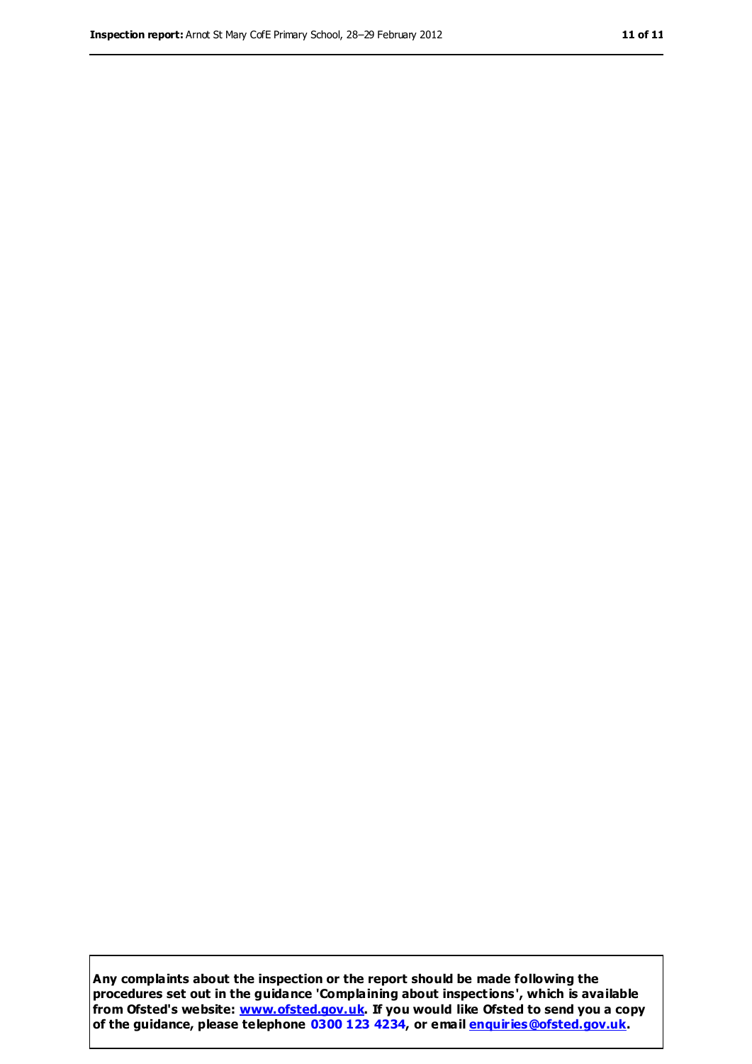**Any complaints about the inspection or the report should be made following the procedures set out in the guidance 'Complaining about inspections', which is available from Ofsted's website: [www.ofsted.gov.uk](http://www.ofsted.gov.uk). If you would like Ofsted to send you a copy of the guidance, please telephone 0300 123 4234, or email [enquiries@ofsted.gov.uk](mailto:enquiries@ofsted.gov.uk).**